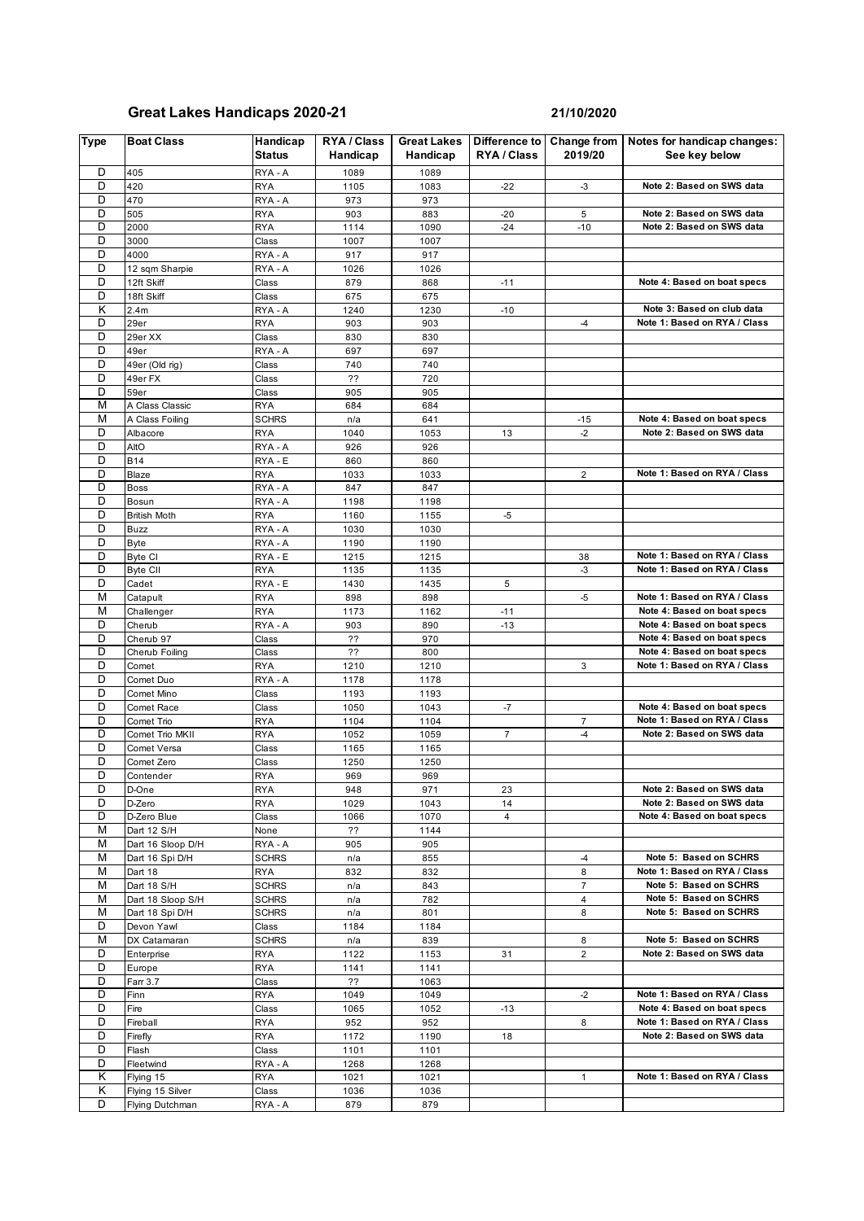## Great Lakes Handicaps 2020-21

21/10/2020

| Type | Boat Class | Handicap Status | RYA / Class Handicap | Great Lakes Handicap | Difference to RYA / Class | Change from 2019/20 | Notes for handicap changes: See key below |
|---|---|---|---|---|---|---|---|
| D | 405 | RYA - A | 1089 | 1089 | | | |
| D | 420 | RYA | 1105 | 1083 | -22 | -3 | Note 2: Based on SWS data |
| D | 470 | RYA - A | 973 | 973 | | | |
| D | 505 | RYA | 903 | 883 | -20 | 5 | Note 2: Based on SWS data |
| D | 2000 | RYA | 1114 | 1090 | -24 | -10 | Note 2: Based on SWS data |
| D | 3000 | Class | 1007 | 1007 | | | |
| D | 4000 | RYA - A | 917 | 917 | | | |
| D | 12 sqm Sharpie | RYA - A | 1026 | 1026 | | | |
| D | 12ft Skiff | Class | 879 | 868 | -11 | | Note 4: Based on boat specs |
| D | 18ft Skiff | Class | 675 | 675 | | | |
| K | 2.4m | RYA - A | 1240 | 1230 | -10 | | Note 3: Based on club data |
| D | 29er | RYA | 903 | 903 | | -4 | Note 1: Based on RYA / Class |
| D | 29er XX | Class | 830 | 830 | | | |
| D | 49er | RYA - A | 697 | 697 | | | |
| D | 49er (Old rig) | Class | 740 | 740 | | | |
| D | 49er FX | Class | ?? | 720 | | | |
| D | 59er | Class | 905 | 905 | | | |
| M | A Class Classic | RYA | 684 | 684 | | | |
| M | A Class Foiling | SCHRS | n/a | 641 | | -15 | Note 4: Based on boat specs |
| D | Albacore | RYA | 1040 | 1053 | 13 | -2 | Note 2: Based on SWS data |
| D | AltO | RYA - A | 926 | 926 | | | |
| D | B14 | RYA - E | 860 | 860 | | | |
| D | Blaze | RYA | 1033 | 1033 | | 2 | Note 1: Based on RYA / Class |
| D | Boss | RYA - A | 847 | 847 | | | |
| D | Bosun | RYA - A | 1198 | 1198 | | | |
| D | British Moth | RYA | 1160 | 1155 | -5 | | |
| D | Buzz | RYA - A | 1030 | 1030 | | | |
| D | Byte | RYA - A | 1190 | 1190 | | | |
| D | Byte CI | RYA - E | 1215 | 1215 | | 38 | Note 1: Based on RYA / Class |
| D | Byte CII | RYA | 1135 | 1135 | | -3 | Note 1: Based on RYA / Class |
| D | Cadet | RYA - E | 1430 | 1435 | 5 | | |
| M | Catapult | RYA | 898 | 898 | | -5 | Note 1: Based on RYA / Class |
| M | Challenger | RYA | 1173 | 1162 | -11 | | Note 4: Based on boat specs |
| D | Cherub | RYA - A | 903 | 890 | -13 | | Note 4: Based on boat specs |
| D | Cherub 97 | Class | ?? | 970 | | | Note 4: Based on boat specs |
| D | Cherub Foiling | Class | ?? | 800 | | | Note 4: Based on boat specs |
| D | Comet | RYA | 1210 | 1210 | | 3 | Note 1: Based on RYA / Class |
| D | Comet Duo | RYA - A | 1178 | 1178 | | | |
| D | Comet Mino | Class | 1193 | 1193 | | | |
| D | Comet Race | Class | 1050 | 1043 | -7 | | Note 4: Based on boat specs |
| D | Comet Trio | RYA | 1104 | 1104 | | 7 | Note 1: Based on RYA / Class |
| D | Comet Trio MKII | RYA | 1052 | 1059 | 7 | -4 | Note 2: Based on SWS data |
| D | Comet Versa | Class | 1165 | 1165 | | | |
| D | Comet Zero | Class | 1250 | 1250 | | | |
| D | Contender | RYA | 969 | 969 | | | |
| D | D-One | RYA | 948 | 971 | 23 | | Note 2: Based on SWS data |
| D | D-Zero | RYA | 1029 | 1043 | 14 | | Note 2: Based on SWS data |
| D | D-Zero Blue | Class | 1066 | 1070 | 4 | | Note 4: Based on boat specs |
| M | Dart 12 S/H | None | ?? | 1144 | | | |
| M | Dart 16 Sloop D/H | RYA - A | 905 | 905 | | | |
| M | Dart 16 Spi D/H | SCHRS | n/a | 855 | | -4 | Note 5: Based on SCHRS |
| M | Dart 18 | RYA | 832 | 832 | | 8 | Note 1: Based on RYA / Class |
| M | Dart 18 S/H | SCHRS | n/a | 843 | | 7 | Note 5: Based on SCHRS |
| M | Dart 18 Sloop S/H | SCHRS | n/a | 782 | | 4 | Note 5: Based on SCHRS |
| M | Dart 18 Spi D/H | SCHRS | n/a | 801 | | 8 | Note 5: Based on SCHRS |
| D | Devon Yawl | Class | 1184 | 1184 | | | |
| M | DX Catamaran | SCHRS | n/a | 839 | | 8 | Note 5: Based on SCHRS |
| D | Enterprise | RYA | 1122 | 1153 | 31 | 2 | Note 2: Based on SWS data |
| D | Europe | RYA | 1141 | 1141 | | | |
| D | Farr 3.7 | Class | ?? | 1063 | | | |
| D | Finn | RYA | 1049 | 1049 | | -2 | Note 1: Based on RYA / Class |
| D | Fire | Class | 1065 | 1052 | -13 | | Note 4: Based on boat specs |
| D | Fireball | RYA | 952 | 952 | | 8 | Note 1: Based on RYA / Class |
| D | Firefly | RYA | 1172 | 1190 | 18 | | Note 2: Based on SWS data |
| D | Flash | Class | 1101 | 1101 | | | |
| D | Fleetwind | RYA - A | 1268 | 1268 | | | |
| K | Flying 15 | RYA | 1021 | 1021 | | 1 | Note 1: Based on RYA / Class |
| K | Flying 15 Silver | Class | 1036 | 1036 | | | |
| D | Flying Dutchman | RYA - A | 879 | 879 | | | |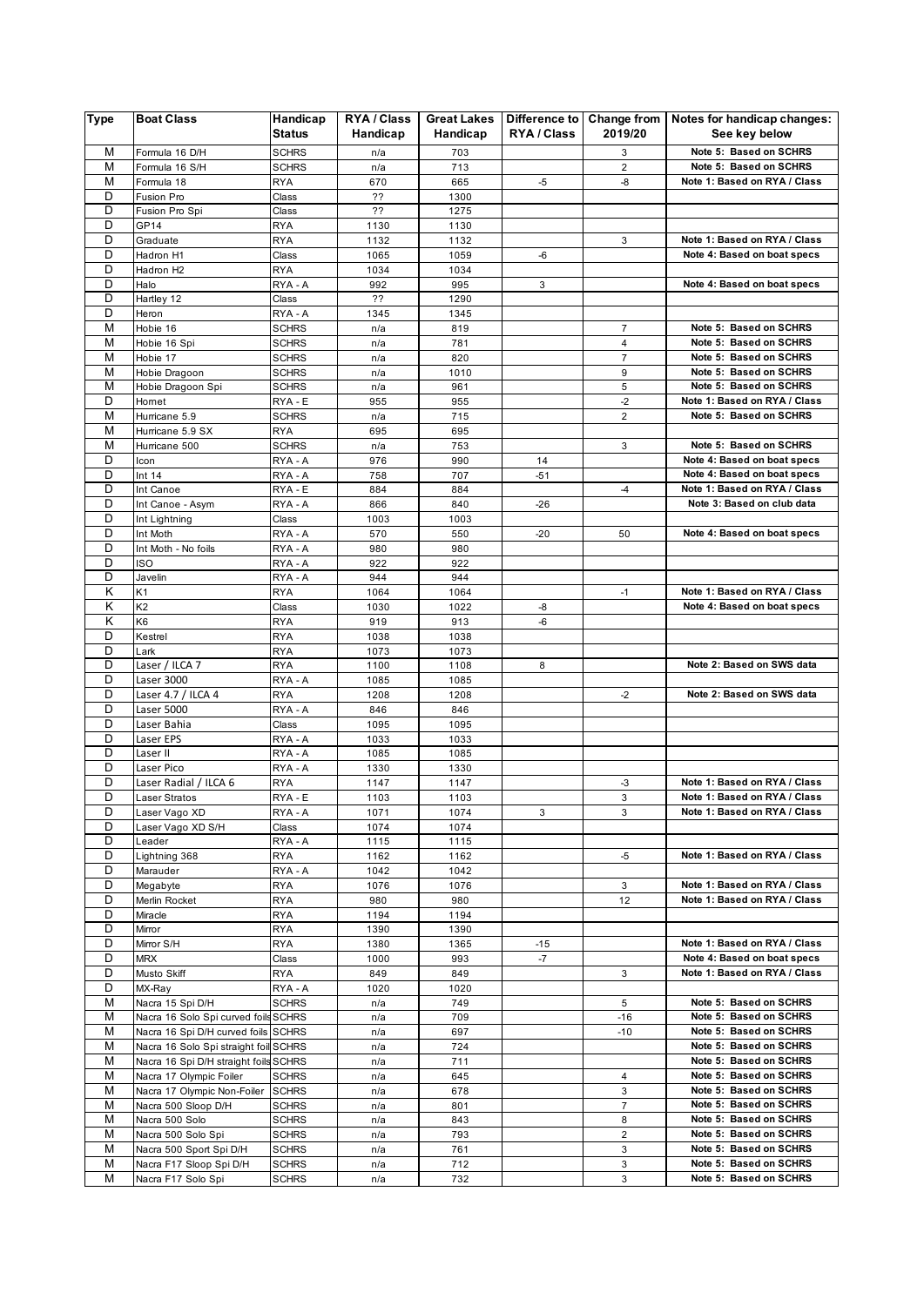| Type | Boat Class | Handicap Status | RYA / Class Handicap | Great Lakes Handicap | Difference to RYA / Class | Change from 2019/20 | Notes for handicap changes: See key below |
|---|---|---|---|---|---|---|---|
| M | Formula 16 D/H | SCHRS | n/a | 703 | | 3 | Note 5: Based on SCHRS |
| M | Formula 16 S/H | SCHRS | n/a | 713 | | 2 | Note 5: Based on SCHRS |
| M | Formula 18 | RYA | 670 | 665 | -5 | -8 | Note 1: Based on RYA / Class |
| D | Fusion Pro | Class | ?? | 1300 | | | |
| D | Fusion Pro Spi | Class | ?? | 1275 | | | |
| D | GP14 | RYA | 1130 | 1130 | | | |
| D | Graduate | RYA | 1132 | 1132 | | 3 | Note 1: Based on RYA / Class |
| D | Hadron H1 | Class | 1065 | 1059 | -6 | | Note 4: Based on boat specs |
| D | Hadron H2 | RYA | 1034 | 1034 | | | |
| D | Halo | RYA - A | 992 | 995 | 3 | | Note 4: Based on boat specs |
| D | Hartley 12 | Class | ?? | 1290 | | | |
| D | Heron | RYA - A | 1345 | 1345 | | | |
| M | Hobie 16 | SCHRS | n/a | 819 | | 7 | Note 5: Based on SCHRS |
| M | Hobie 16 Spi | SCHRS | n/a | 781 | | 4 | Note 5: Based on SCHRS |
| M | Hobie 17 | SCHRS | n/a | 820 | | 7 | Note 5: Based on SCHRS |
| M | Hobie Dragoon | SCHRS | n/a | 1010 | | 9 | Note 5: Based on SCHRS |
| M | Hobie Dragoon Spi | SCHRS | n/a | 961 | | 5 | Note 5: Based on SCHRS |
| D | Hornet | RYA - E | 955 | 955 | | -2 | Note 1: Based on RYA / Class |
| M | Hurricane 5.9 | SCHRS | n/a | 715 | | 2 | Note 5: Based on SCHRS |
| M | Hurricane 5.9 SX | RYA | 695 | 695 | | | |
| M | Hurricane 500 | SCHRS | n/a | 753 | | 3 | Note 5: Based on SCHRS |
| D | Icon | RYA - A | 976 | 990 | 14 | | Note 4: Based on boat specs |
| D | Int 14 | RYA - A | 758 | 707 | -51 | | Note 4: Based on boat specs |
| D | Int Canoe | RYA - E | 884 | 884 | | -4 | Note 1: Based on RYA / Class |
| D | Int Canoe - Asym | RYA - A | 866 | 840 | -26 | | Note 3: Based on club data |
| D | Int Lightning | Class | 1003 | 1003 | | | |
| D | Int Moth | RYA - A | 570 | 550 | -20 | 50 | Note 4: Based on boat specs |
| D | Int Moth - No foils | RYA - A | 980 | 980 | | | |
| D | ISO | RYA - A | 922 | 922 | | | |
| D | Javelin | RYA - A | 944 | 944 | | | |
| K | K1 | RYA | 1064 | 1064 | | -1 | Note 1: Based on RYA / Class |
| K | K2 | Class | 1030 | 1022 | -8 | | Note 4: Based on boat specs |
| K | K6 | RYA | 919 | 913 | -6 | | |
| D | Kestrel | RYA | 1038 | 1038 | | | |
| D | Lark | RYA | 1073 | 1073 | | | |
| D | Laser / ILCA 7 | RYA | 1100 | 1108 | 8 | | Note 2: Based on SWS data |
| D | Laser 3000 | RYA - A | 1085 | 1085 | | | |
| D | Laser 4.7 / ILCA 4 | RYA | 1208 | 1208 | | -2 | Note 2: Based on SWS data |
| D | Laser 5000 | RYA - A | 846 | 846 | | | |
| D | Laser Bahia | Class | 1095 | 1095 | | | |
| D | Laser EPS | RYA - A | 1033 | 1033 | | | |
| D | Laser II | RYA - A | 1085 | 1085 | | | |
| D | Laser Pico | RYA - A | 1330 | 1330 | | | |
| D | Laser Radial / ILCA 6 | RYA | 1147 | 1147 | | -3 | Note 1: Based on RYA / Class |
| D | Laser Stratos | RYA - E | 1103 | 1103 | | 3 | Note 1: Based on RYA / Class |
| D | Laser Vago XD | RYA - A | 1071 | 1074 | 3 | 3 | Note 1: Based on RYA / Class |
| D | Laser Vago XD S/H | Class | 1074 | 1074 | | | |
| D | Leader | RYA - A | 1115 | 1115 | | | |
| D | Lightning 368 | RYA | 1162 | 1162 | | -5 | Note 1: Based on RYA / Class |
| D | Marauder | RYA - A | 1042 | 1042 | | | |
| D | Megabyte | RYA | 1076 | 1076 | | 3 | Note 1: Based on RYA / Class |
| D | Merlin Rocket | RYA | 980 | 980 | | 12 | Note 1: Based on RYA / Class |
| D | Miracle | RYA | 1194 | 1194 | | | |
| D | Mirror | RYA | 1390 | 1390 | | | |
| D | Mirror S/H | RYA | 1380 | 1365 | -15 | | Note 1: Based on RYA / Class |
| D | MRX | Class | 1000 | 993 | -7 | | Note 4: Based on boat specs |
| D | Musto Skiff | RYA | 849 | 849 | | 3 | Note 1: Based on RYA / Class |
| D | MX-Ray | RYA - A | 1020 | 1020 | | | |
| M | Nacra 15 Spi D/H | SCHRS | n/a | 749 | | 5 | Note 5: Based on SCHRS |
| M | Nacra 16 Solo Spi curved foils | SCHRS | n/a | 709 | | -16 | Note 5: Based on SCHRS |
| M | Nacra 16 Spi D/H curved foils | SCHRS | n/a | 697 | | -10 | Note 5: Based on SCHRS |
| M | Nacra 16 Solo Spi straight foil | SCHRS | n/a | 724 | | | Note 5: Based on SCHRS |
| M | Nacra 16 Spi D/H straight foils | SCHRS | n/a | 711 | | | Note 5: Based on SCHRS |
| M | Nacra 17 Olympic Foiler | SCHRS | n/a | 645 | | 4 | Note 5: Based on SCHRS |
| M | Nacra 17 Olympic Non-Foiler | SCHRS | n/a | 678 | | 3 | Note 5: Based on SCHRS |
| M | Nacra 500 Sloop D/H | SCHRS | n/a | 801 | | 7 | Note 5: Based on SCHRS |
| M | Nacra 500 Solo | SCHRS | n/a | 843 | | 8 | Note 5: Based on SCHRS |
| M | Nacra 500 Solo Spi | SCHRS | n/a | 793 | | 2 | Note 5: Based on SCHRS |
| M | Nacra 500 Sport Spi D/H | SCHRS | n/a | 761 | | 3 | Note 5: Based on SCHRS |
| M | Nacra F17 Sloop Spi D/H | SCHRS | n/a | 712 | | 3 | Note 5: Based on SCHRS |
| M | Nacra F17 Solo Spi | SCHRS | n/a | 732 | | 3 | Note 5: Based on SCHRS |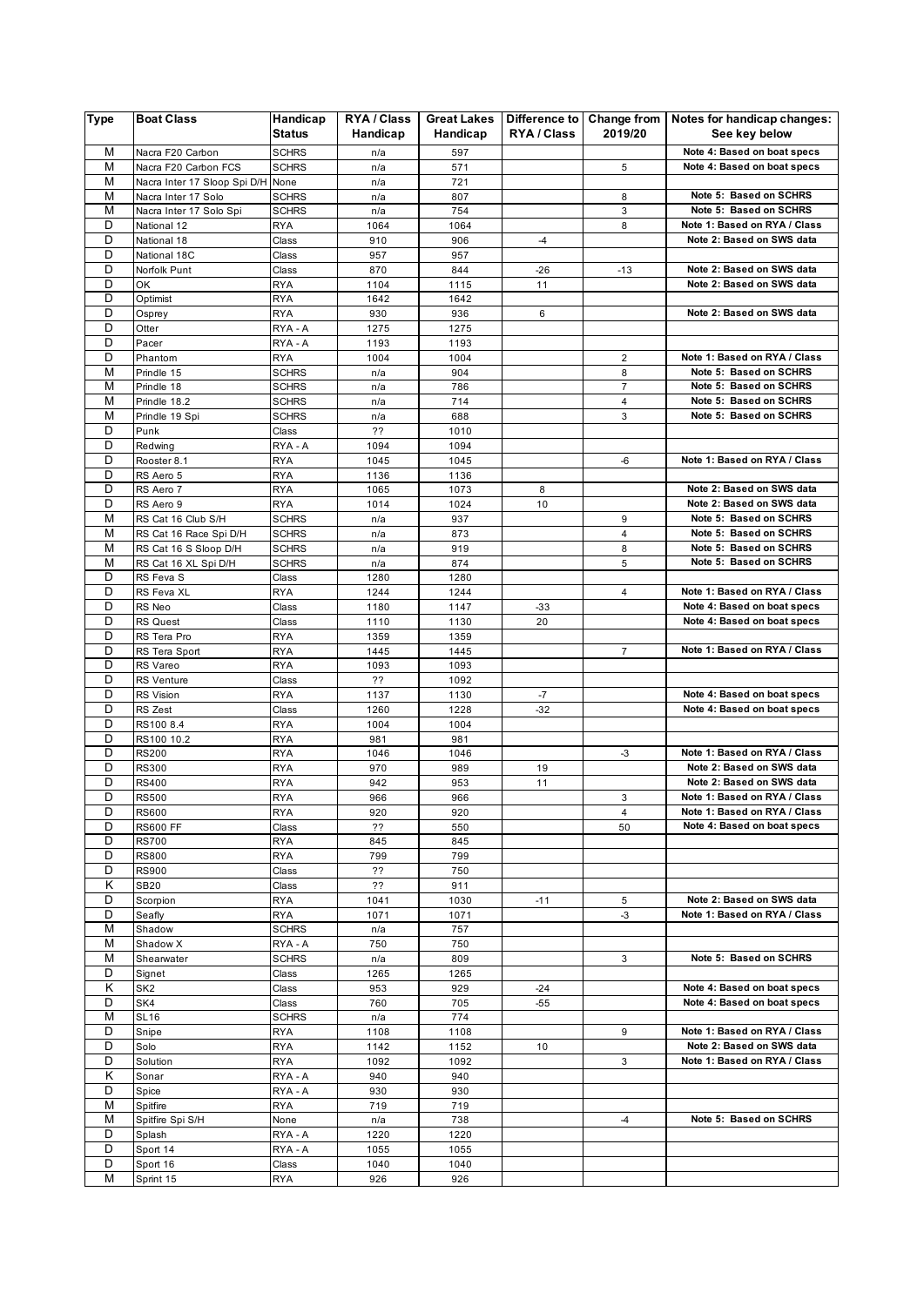| Type | Boat Class | Handicap Status | RYA / Class Handicap | Great Lakes Handicap | Difference to RYA / Class | Change from 2019/20 | Notes for handicap changes: See key below |
|---|---|---|---|---|---|---|---|
| M | Nacra F20 Carbon | SCHRS | n/a | 597 | | | Note 4: Based on boat specs |
| M | Nacra F20 Carbon FCS | SCHRS | n/a | 571 | | 5 | Note 4: Based on boat specs |
| M | Nacra Inter 17 Sloop Spi D/H | None | n/a | 721 | | | |
| M | Nacra Inter 17 Solo | SCHRS | n/a | 807 | | 8 | Note 5: Based on SCHRS |
| M | Nacra Inter 17 Solo Spi | SCHRS | n/a | 754 | | 3 | Note 5: Based on SCHRS |
| D | National 12 | RYA | 1064 | 1064 | | 8 | Note 1: Based on RYA / Class |
| D | National 18 | Class | 910 | 906 | -4 | | Note 2: Based on SWS data |
| D | National 18C | Class | 957 | 957 | | | |
| D | Norfolk Punt | Class | 870 | 844 | -26 | -13 | Note 2: Based on SWS data |
| D | OK | RYA | 1104 | 1115 | 11 | | Note 2: Based on SWS data |
| D | Optimist | RYA | 1642 | 1642 | | | |
| D | Osprey | RYA | 930 | 936 | 6 | | Note 2: Based on SWS data |
| D | Otter | RYA - A | 1275 | 1275 | | | |
| D | Pacer | RYA - A | 1193 | 1193 | | | |
| D | Phantom | RYA | 1004 | 1004 | | 2 | Note 1: Based on RYA / Class |
| M | Prindle 15 | SCHRS | n/a | 904 | | 8 | Note 5: Based on SCHRS |
| M | Prindle 18 | SCHRS | n/a | 786 | | 7 | Note 5: Based on SCHRS |
| M | Prindle 18.2 | SCHRS | n/a | 714 | | 4 | Note 5: Based on SCHRS |
| M | Prindle 19 Spi | SCHRS | n/a | 688 | | 3 | Note 5: Based on SCHRS |
| D | Punk | Class | ?? | 1010 | | | |
| D | Redwing | RYA - A | 1094 | 1094 | | | |
| D | Rooster 8.1 | RYA | 1045 | 1045 | | -6 | Note 1: Based on RYA / Class |
| D | RS Aero 5 | RYA | 1136 | 1136 | | | |
| D | RS Aero 7 | RYA | 1065 | 1073 | 8 | | Note 2: Based on SWS data |
| D | RS Aero 9 | RYA | 1014 | 1024 | 10 | | Note 2: Based on SWS data |
| M | RS Cat 16 Club S/H | SCHRS | n/a | 937 | | 9 | Note 5: Based on SCHRS |
| M | RS Cat 16 Race Spi D/H | SCHRS | n/a | 873 | | 4 | Note 5: Based on SCHRS |
| M | RS Cat 16 S Sloop D/H | SCHRS | n/a | 919 | | 8 | Note 5: Based on SCHRS |
| M | RS Cat 16 XL Spi D/H | SCHRS | n/a | 874 | | 5 | Note 5: Based on SCHRS |
| D | RS Feva S | Class | 1280 | 1280 | | | |
| D | RS Feva XL | RYA | 1244 | 1244 | | 4 | Note 1: Based on RYA / Class |
| D | RS Neo | Class | 1180 | 1147 | -33 | | Note 4: Based on boat specs |
| D | RS Quest | Class | 1110 | 1130 | 20 | | Note 4: Based on boat specs |
| D | RS Tera Pro | RYA | 1359 | 1359 | | | |
| D | RS Tera Sport | RYA | 1445 | 1445 | | 7 | Note 1: Based on RYA / Class |
| D | RS Vareo | RYA | 1093 | 1093 | | | |
| D | RS Venture | Class | ?? | 1092 | | | |
| D | RS Vision | RYA | 1137 | 1130 | -7 | | Note 4: Based on boat specs |
| D | RS Zest | Class | 1260 | 1228 | -32 | | Note 4: Based on boat specs |
| D | RS100 8.4 | RYA | 1004 | 1004 | | | |
| D | RS100 10.2 | RYA | 981 | 981 | | | |
| D | RS200 | RYA | 1046 | 1046 | | -3 | Note 1: Based on RYA / Class |
| D | RS300 | RYA | 970 | 989 | 19 | | Note 2: Based on SWS data |
| D | RS400 | RYA | 942 | 953 | 11 | | Note 2: Based on SWS data |
| D | RS500 | RYA | 966 | 966 | | 3 | Note 1: Based on RYA / Class |
| D | RS600 | RYA | 920 | 920 | | 4 | Note 1: Based on RYA / Class |
| D | RS600 FF | Class | ?? | 550 | | 50 | Note 4: Based on boat specs |
| D | RS700 | RYA | 845 | 845 | | | |
| D | RS800 | RYA | 799 | 799 | | | |
| D | RS900 | Class | ?? | 750 | | | |
| K | SB20 | Class | ?? | 911 | | | |
| D | Scorpion | RYA | 1041 | 1030 | -11 | 5 | Note 2: Based on SWS data |
| D | Seafly | RYA | 1071 | 1071 | | -3 | Note 1: Based on RYA / Class |
| M | Shadow | SCHRS | n/a | 757 | | | |
| M | Shadow X | RYA - A | 750 | 750 | | | |
| M | Shearwater | SCHRS | n/a | 809 | | 3 | Note 5: Based on SCHRS |
| D | Signet | Class | 1265 | 1265 | | | |
| K | SK2 | Class | 953 | 929 | -24 | | Note 4: Based on boat specs |
| D | SK4 | Class | 760 | 705 | -55 | | Note 4: Based on boat specs |
| M | SL16 | SCHRS | n/a | 774 | | | |
| D | Snipe | RYA | 1108 | 1108 | | 9 | Note 1: Based on RYA / Class |
| D | Solo | RYA | 1142 | 1152 | 10 | | Note 2: Based on SWS data |
| D | Solution | RYA | 1092 | 1092 | | 3 | Note 1: Based on RYA / Class |
| K | Sonar | RYA - A | 940 | 940 | | | |
| D | Spice | RYA - A | 930 | 930 | | | |
| M | Spitfire | RYA | 719 | 719 | | | |
| M | Spitfire Spi S/H | None | n/a | 738 | | -4 | Note 5: Based on SCHRS |
| D | Splash | RYA - A | 1220 | 1220 | | | |
| D | Sport 14 | RYA - A | 1055 | 1055 | | | |
| D | Sport 16 | Class | 1040 | 1040 | | | |
| M | Sprint 15 | RYA | 926 | 926 | | | |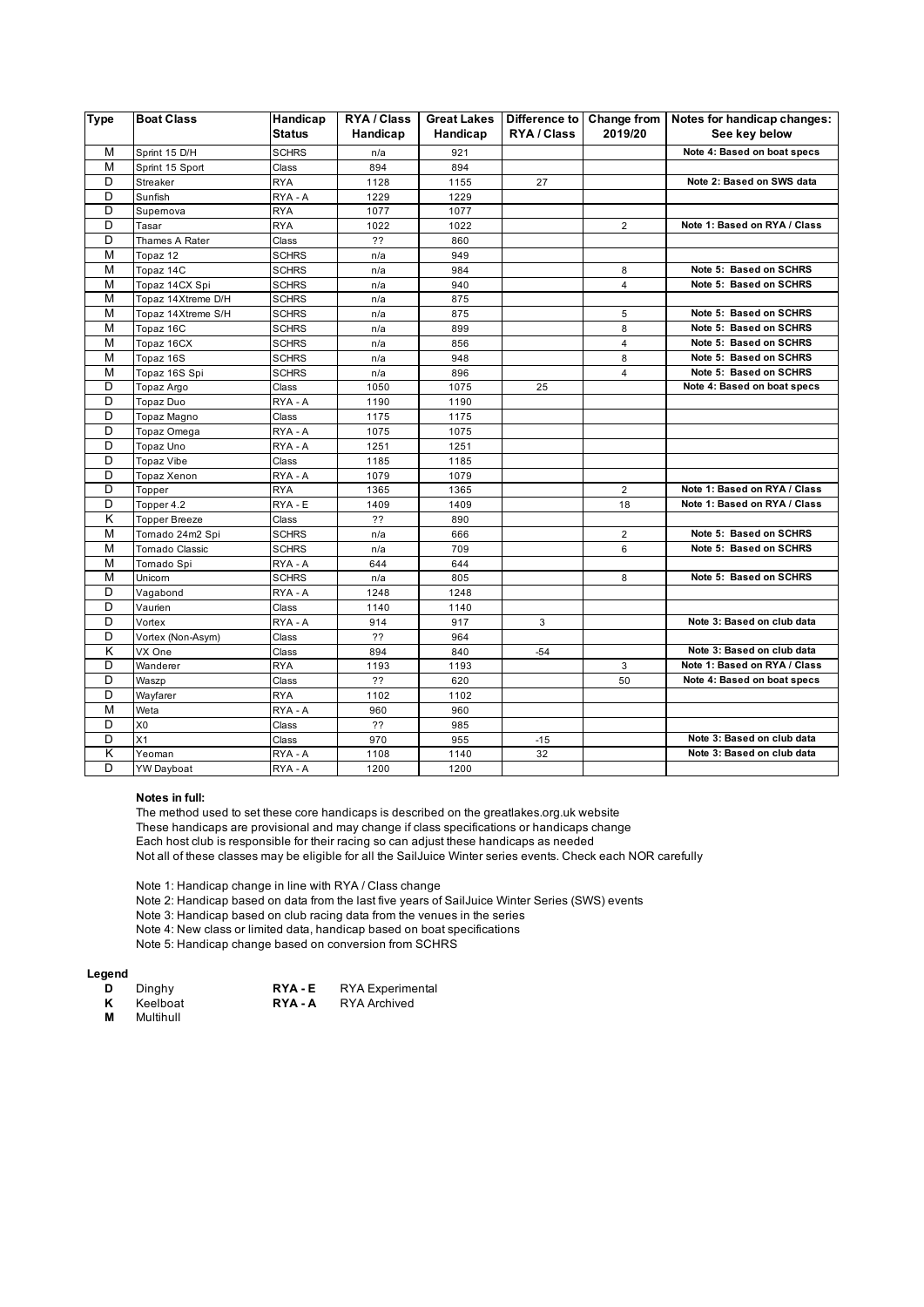| Type | Boat Class | Handicap Status | RYA / Class Handicap | Great Lakes Handicap | Difference to RYA / Class | Change from 2019/20 | Notes for handicap changes: See key below |
|---|---|---|---|---|---|---|---|
| M | Sprint 15 D/H | SCHRS | n/a | 921 | | | Note 4: Based on boat specs |
| M | Sprint 15 Sport | Class | 894 | 894 | | | |
| D | Streaker | RYA | 1128 | 1155 | 27 | | Note 2: Based on SWS data |
| D | Sunfish | RYA - A | 1229 | 1229 | | | |
| D | Supernova | RYA | 1077 | 1077 | | | |
| D | Tasar | RYA | 1022 | 1022 | | 2 | Note 1: Based on RYA / Class |
| D | Thames A Rater | Class | ?? | 860 | | | |
| M | Topaz 12 | SCHRS | n/a | 949 | | | |
| M | Topaz 14C | SCHRS | n/a | 984 | | 8 | Note 5: Based on SCHRS |
| M | Topaz 14CX Spi | SCHRS | n/a | 940 | | 4 | Note 5: Based on SCHRS |
| M | Topaz 14Xtreme D/H | SCHRS | n/a | 875 | | | |
| M | Topaz 14Xtreme S/H | SCHRS | n/a | 875 | | 5 | Note 5: Based on SCHRS |
| M | Topaz 16C | SCHRS | n/a | 899 | | 8 | Note 5: Based on SCHRS |
| M | Topaz 16CX | SCHRS | n/a | 856 | | 4 | Note 5: Based on SCHRS |
| M | Topaz 16S | SCHRS | n/a | 948 | | 8 | Note 5: Based on SCHRS |
| M | Topaz 16S Spi | SCHRS | n/a | 896 | | 4 | Note 5: Based on SCHRS |
| D | Topaz Argo | Class | 1050 | 1075 | 25 | | Note 4: Based on boat specs |
| D | Topaz Duo | RYA - A | 1190 | 1190 | | | |
| D | Topaz Magno | Class | 1175 | 1175 | | | |
| D | Topaz Omega | RYA - A | 1075 | 1075 | | | |
| D | Topaz Uno | RYA - A | 1251 | 1251 | | | |
| D | Topaz Vibe | Class | 1185 | 1185 | | | |
| D | Topaz Xenon | RYA - A | 1079 | 1079 | | | |
| D | Topper | RYA | 1365 | 1365 | | 2 | Note 1: Based on RYA / Class |
| D | Topper 4.2 | RYA - E | 1409 | 1409 | | 18 | Note 1: Based on RYA / Class |
| K | Topper Breeze | Class | ?? | 890 | | | |
| M | Tornado 24m2 Spi | SCHRS | n/a | 666 | | 2 | Note 5: Based on SCHRS |
| M | Tornado Classic | SCHRS | n/a | 709 | | 6 | Note 5: Based on SCHRS |
| M | Tornado Spi | RYA - A | 644 | 644 | | | |
| M | Unicorn | SCHRS | n/a | 805 | | 8 | Note 5: Based on SCHRS |
| D | Vagabond | RYA - A | 1248 | 1248 | | | |
| D | Vaurien | Class | 1140 | 1140 | | | |
| D | Vortex | RYA - A | 914 | 917 | 3 | | Note 3: Based on club data |
| D | Vortex (Non-Asym) | Class | ?? | 964 | | | |
| K | VX One | Class | 894 | 840 | -54 | | Note 3: Based on club data |
| D | Wanderer | RYA | 1193 | 1193 | | 3 | Note 1: Based on RYA / Class |
| D | Waszp | Class | ?? | 620 | | 50 | Note 4: Based on boat specs |
| D | Wayfarer | RYA | 1102 | 1102 | | | |
| M | Weta | RYA - A | 960 | 960 | | | |
| D | X0 | Class | ?? | 985 | | | |
| D | X1 | Class | 970 | 955 | -15 | | Note 3: Based on club data |
| K | Yeoman | RYA - A | 1108 | 1140 | 32 | | Note 3: Based on club data |
| D | YW Dayboat | RYA - A | 1200 | 1200 | | | |

**Notes in full:**

The method used to set these core handicaps is described on the greatlakes.org.uk website
These handicaps are provisional and may change if class specifications or handicaps change
Each host club is responsible for their racing so can adjust these handicaps as needed
Not all of these classes may be eligible for all the SailJuice Winter series events. Check each NOR carefully

Note 1: Handicap change in line with RYA / Class change
Note 2: Handicap based on data from the last five years of SailJuice Winter Series (SWS) events
Note 3: Handicap based on club racing data from the venues in the series
Note 4: New class or limited data, handicap based on boat specifications
Note 5: Handicap change based on conversion from SCHRS

**Legend**

| | | | |
|---|---|---|---|
| **D** | Dinghy | **RYA - E** | RYA Experimental |
| **K** | Keelboat | **RYA - A** | RYA Archived |
| **M** | Multihull | | |